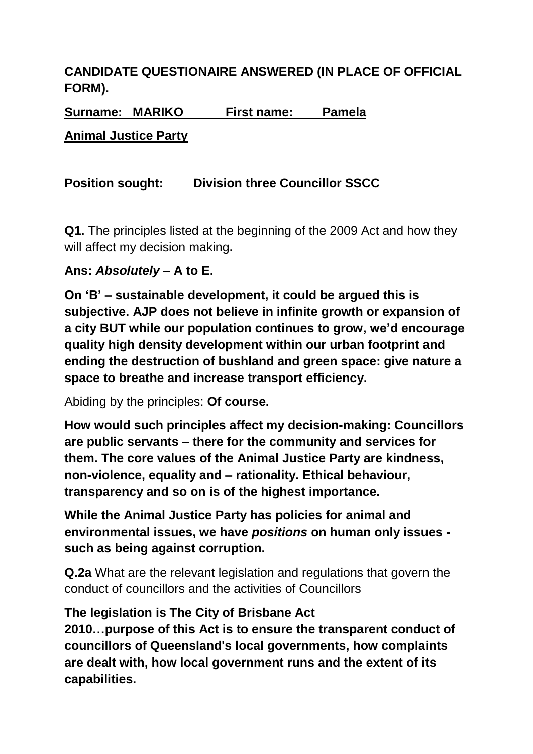**CANDIDATE QUESTIONAIRE ANSWERED (IN PLACE OF OFFICIAL FORM).**

**Surname: MARIKO First name: Pamela**

**Animal Justice Party**

**Position sought: Division three Councillor SSCC**

**Q1.** The principles listed at the beginning of the 2009 Act and how they will affect my decision making**.**

**Ans: *Absolutely* – A to E.**

**On 'B' – sustainable development, it could be argued this is subjective. AJP does not believe in infinite growth or expansion of a city BUT while our population continues to grow, we'd encourage quality high density development within our urban footprint and ending the destruction of bushland and green space: give nature a space to breathe and increase transport efficiency.**

Abiding by the principles: **Of course.**

**How would such principles affect my decision-making: Councillors are public servants – there for the community and services for them. The core values of the Animal Justice Party are kindness, non-violence, equality and – rationality. Ethical behaviour, transparency and so on is of the highest importance.**

**While the Animal Justice Party has policies for animal and environmental issues, we have *positions* on human only issues - such as being against corruption.**

**Q.2a** What are the relevant legislation and regulations that govern the conduct of councillors and the activities of Councillors

**The legislation is The City of Brisbane Act 2010…purpose of this Act is to ensure the transparent conduct of councillors of Queensland's local governments, how complaints are dealt with, how local government runs and the extent of its capabilities.**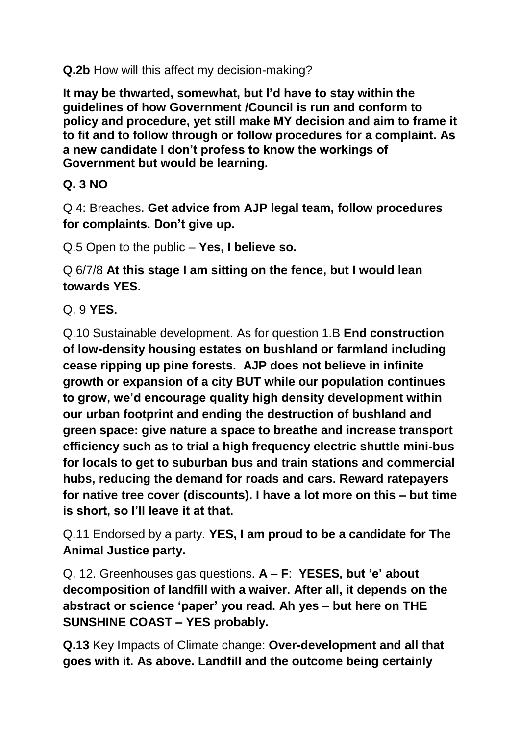**Q.2b** How will this affect my decision-making?

**It may be thwarted, somewhat, but I'd have to stay within the guidelines of how Government /Council is run and conform to policy and procedure, yet still make MY decision and aim to frame it to fit and to follow through or follow procedures for a complaint. As a new candidate I don't profess to know the workings of Government but would be learning.**

**Q. 3 NO**

Q 4: Breaches. **Get advice from AJP legal team, follow procedures for complaints. Don't give up.**

Q.5 Open to the public – **Yes, I believe so.**

Q 6/7/8 **At this stage I am sitting on the fence, but I would lean towards YES.**

Q. 9 **YES.**

Q.10 Sustainable development. As for question 1.B **End construction of low-density housing estates on bushland or farmland including cease ripping up pine forests. AJP does not believe in infinite growth or expansion of a city BUT while our population continues to grow, we'd encourage quality high density development within our urban footprint and ending the destruction of bushland and green space: give nature a space to breathe and increase transport efficiency such as to trial a high frequency electric shuttle mini-bus for locals to get to suburban bus and train stations and commercial hubs, reducing the demand for roads and cars. Reward ratepayers for native tree cover (discounts). I have a lot more on this – but time is short, so I'll leave it at that.**

Q.11 Endorsed by a party. **YES, I am proud to be a candidate for The Animal Justice party.**

Q. 12. Greenhouses gas questions. **A – F**: **YESES, but 'e' about decomposition of landfill with a waiver. After all, it depends on the abstract or science 'paper' you read. Ah yes – but here on THE SUNSHINE COAST – YES probably.**

**Q.13** Key Impacts of Climate change: **Over-development and all that goes with it. As above. Landfill and the outcome being certainly**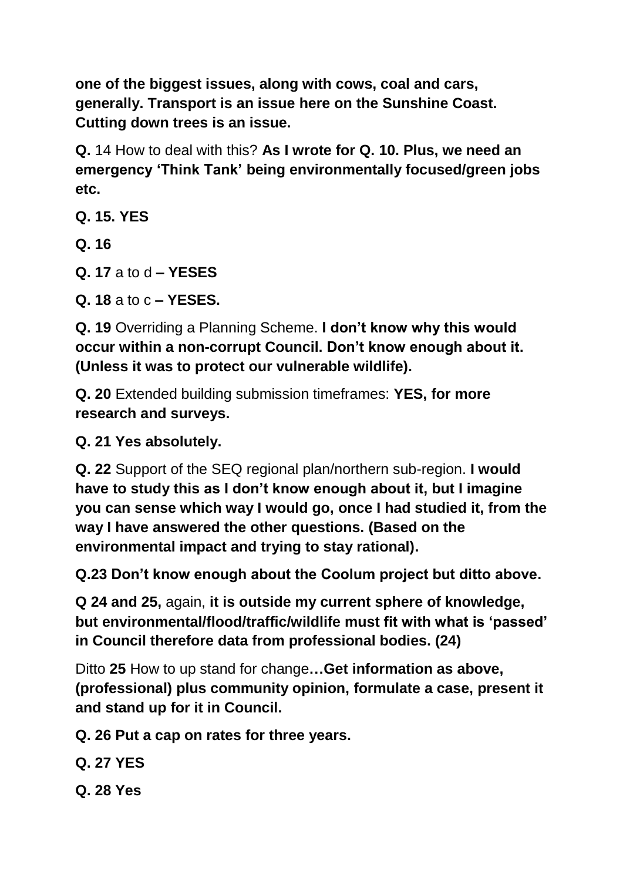**one of the biggest issues, along with cows, coal and cars, generally. Transport is an issue here on the Sunshine Coast. Cutting down trees is an issue.**

**Q.** 14 How to deal with this? **As I wrote for Q. 10. Plus, we need an emergency 'Think Tank' being environmentally focused/green jobs etc.**

**Q. 15. YES**

**Q. 16**

**Q. 17** a to d **– YESES**

**Q. 18** a to c **– YESES.**

**Q. 19** Overriding a Planning Scheme. **I don't know why this would occur within a non-corrupt Council. Don't know enough about it. (Unless it was to protect our vulnerable wildlife).**

**Q. 20** Extended building submission timeframes: **YES, for more research and surveys.**

**Q. 21 Yes absolutely.**

**Q. 22** Support of the SEQ regional plan/northern sub-region. **I would have to study this as I don't know enough about it, but I imagine you can sense which way I would go, once I had studied it, from the way I have answered the other questions. (Based on the environmental impact and trying to stay rational).**

**Q.23 Don't know enough about the Coolum project but ditto above.**

**Q 24 and 25,** again, **it is outside my current sphere of knowledge, but environmental/flood/traffic/wildlife must fit with what is 'passed' in Council therefore data from professional bodies. (24)**

Ditto **25** How to up stand for change**…Get information as above, (professional) plus community opinion, formulate a case, present it and stand up for it in Council.**

**Q. 26 Put a cap on rates for three years.**

**Q. 27 YES**

**Q. 28 Yes**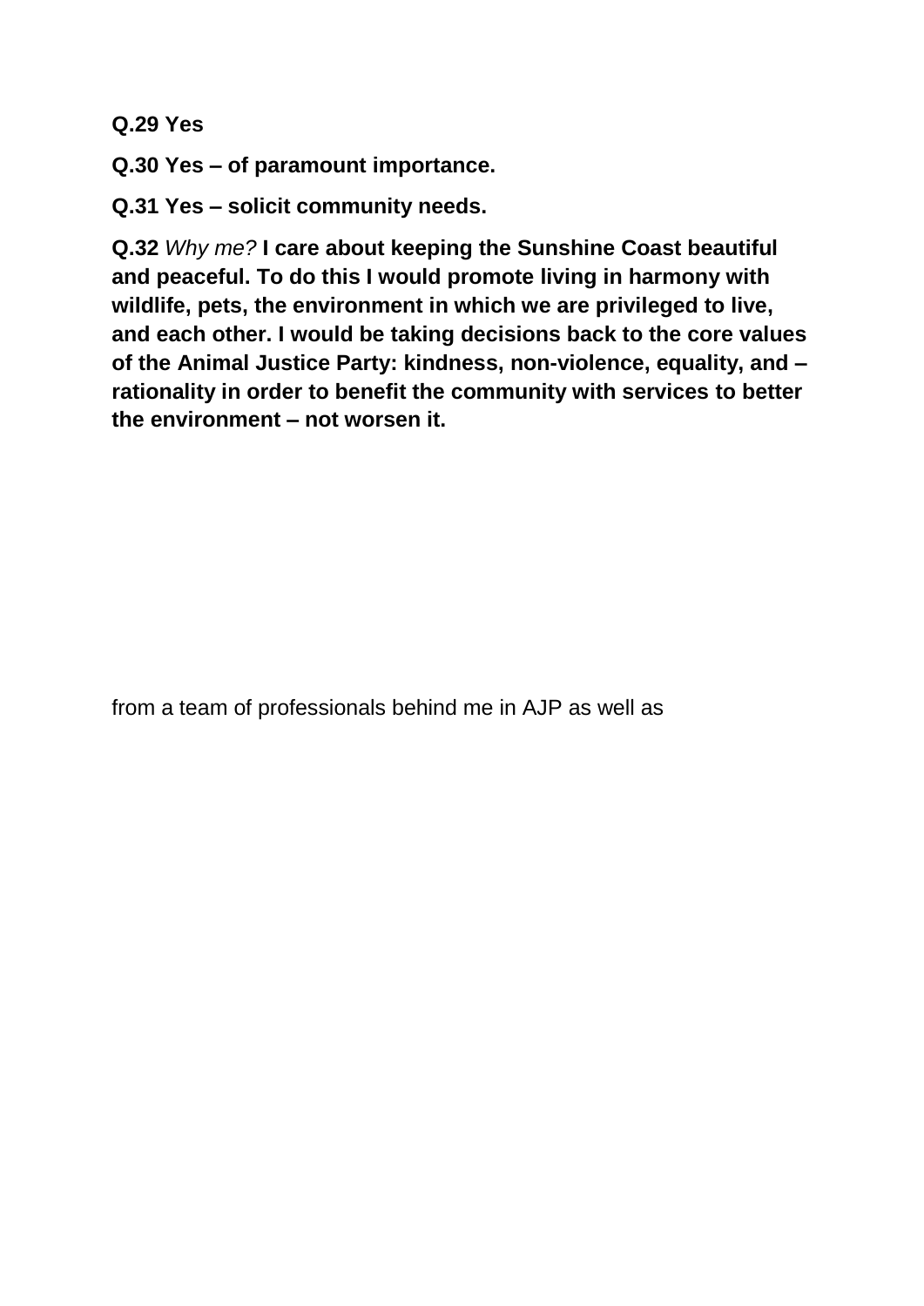**Q.29 Yes**

**Q.30 Yes – of paramount importance.**

**Q.31 Yes – solicit community needs.**

**Q.32** *Why me?* **I care about keeping the Sunshine Coast beautiful and peaceful. To do this I would promote living in harmony with wildlife, pets, the environment in which we are privileged to live, and each other. I would be taking decisions back to the core values of the Animal Justice Party: kindness, non-violence, equality, and – rationality in order to benefit the community with services to better the environment – not worsen it.**

from a team of professionals behind me in AJP as well as